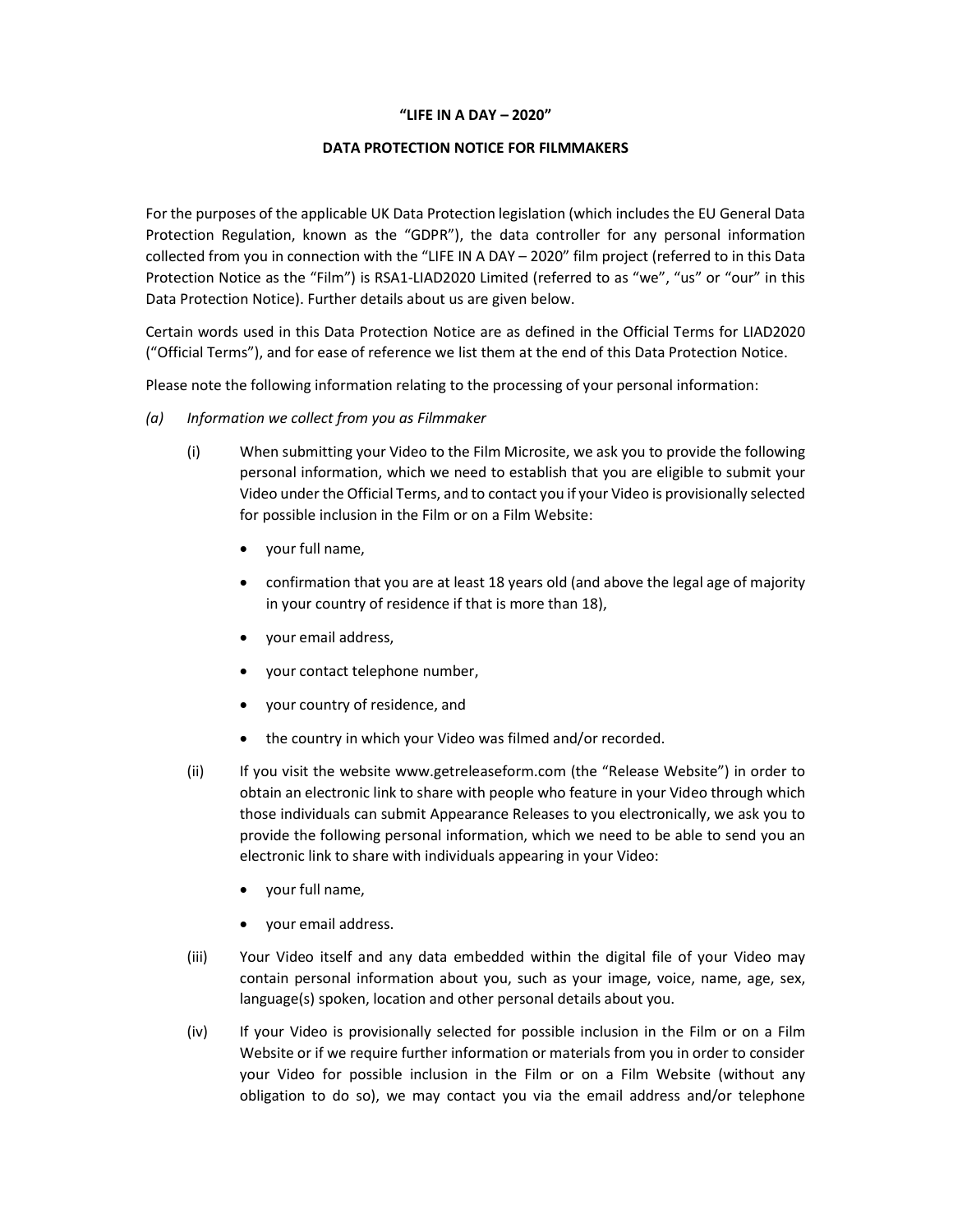**"LIFE IN A DAY – 2020"**

**DATA PROTECTION NOTICE FOR FILMMAKERS**

For the purposes of the applicable UK Data Protection legislation (which includes the EU General Data Protection Regulation, known as the "GDPR"), the data controller for any personal information collected from you in connection with the "LIFE IN A DAY – 2020" film project (referred to in this Data Protection Notice as the "Film") is RSA1-LIAD2020 Limited (referred to as "we", "us" or "our" in this Data Protection Notice). Further details about us are given below.

Certain words used in this Data Protection Notice are as defined in the Official Terms for LIAD2020 ("Official Terms"), and for ease of reference we list them at the end of this Data Protection Notice.

Please note the following information relating to the processing of your personal information:

*(a) Information we collect from you as Filmmaker*

(i) When submitting your Video to the Film Microsite, we ask you to provide the following personal information, which we need to establish that you are eligible to submit your Video under the Official Terms, and to contact you if your Video is provisionally selected for possible inclusion in the Film or on a Film Website:

- your full name,
- confirmation that you are at least 18 years old (and above the legal age of majority in your country of residence if that is more than 18),
- your email address,
- your contact telephone number,
- your country of residence, and
- the country in which your Video was filmed and/or recorded.

(ii) If you visit the website www.getreleaseform.com (the "Release Website") in order to obtain an electronic link to share with people who feature in your Video through which those individuals can submit Appearance Releases to you electronically, we ask you to provide the following personal information, which we need to be able to send you an electronic link to share with individuals appearing in your Video:

- your full name,
- your email address.

(iii) Your Video itself and any data embedded within the digital file of your Video may contain personal information about you, such as your image, voice, name, age, sex, language(s) spoken, location and other personal details about you.

(iv) If your Video is provisionally selected for possible inclusion in the Film or on a Film Website or if we require further information or materials from you in order to consider your Video for possible inclusion in the Film or on a Film Website (without any obligation to do so), we may contact you via the email address and/or telephone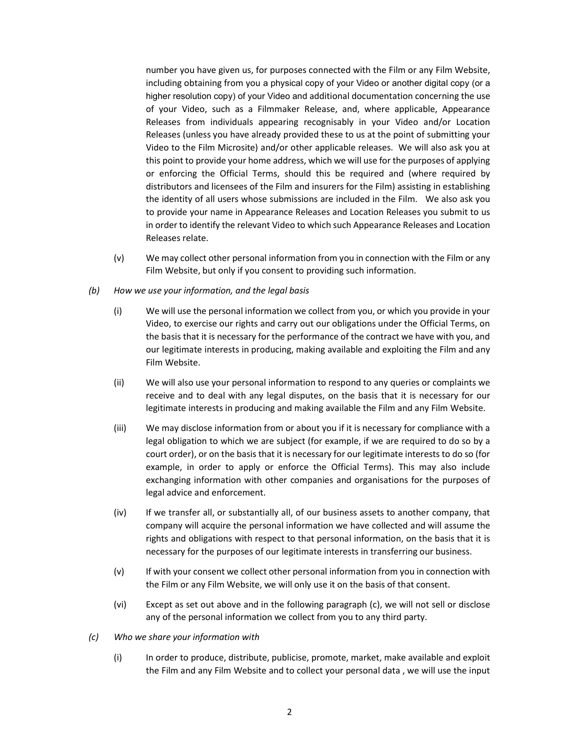number you have given us, for purposes connected with the Film or any Film Website, including obtaining from you a physical copy of your Video or another digital copy (or a higher resolution copy) of your Video and additional documentation concerning the use of your Video, such as a Filmmaker Release, and, where applicable, Appearance Releases from individuals appearing recognisably in your Video and/or Location Releases (unless you have already provided these to us at the point of submitting your Video to the Film Microsite) and/or other applicable releases. We will also ask you at this point to provide your home address, which we will use for the purposes of applying or enforcing the Official Terms, should this be required and (where required by distributors and licensees of the Film and insurers for the Film) assisting in establishing the identity of all users whose submissions are included in the Film. We also ask you to provide your name in Appearance Releases and Location Releases you submit to us in order to identify the relevant Video to which such Appearance Releases and Location Releases relate.

(v) We may collect other personal information from you in connection with the Film or any Film Website, but only if you consent to providing such information.

*(b) How we use your information, and the legal basis*

(i) We will use the personal information we collect from you, or which you provide in your Video, to exercise our rights and carry out our obligations under the Official Terms, on the basis that it is necessary for the performance of the contract we have with you, and our legitimate interests in producing, making available and exploiting the Film and any Film Website.

(ii) We will also use your personal information to respond to any queries or complaints we receive and to deal with any legal disputes, on the basis that it is necessary for our legitimate interests in producing and making available the Film and any Film Website.

(iii) We may disclose information from or about you if it is necessary for compliance with a legal obligation to which we are subject (for example, if we are required to do so by a court order), or on the basis that it is necessary for our legitimate interests to do so (for example, in order to apply or enforce the Official Terms). This may also include exchanging information with other companies and organisations for the purposes of legal advice and enforcement.

(iv) If we transfer all, or substantially all, of our business assets to another company, that company will acquire the personal information we have collected and will assume the rights and obligations with respect to that personal information, on the basis that it is necessary for the purposes of our legitimate interests in transferring our business.

(v) If with your consent we collect other personal information from you in connection with the Film or any Film Website, we will only use it on the basis of that consent.

(vi) Except as set out above and in the following paragraph (c), we will not sell or disclose any of the personal information we collect from you to any third party.

*(c) Who we share your information with*

(i) In order to produce, distribute, publicise, promote, market, make available and exploit the Film and any Film Website and to collect your personal data , we will use the input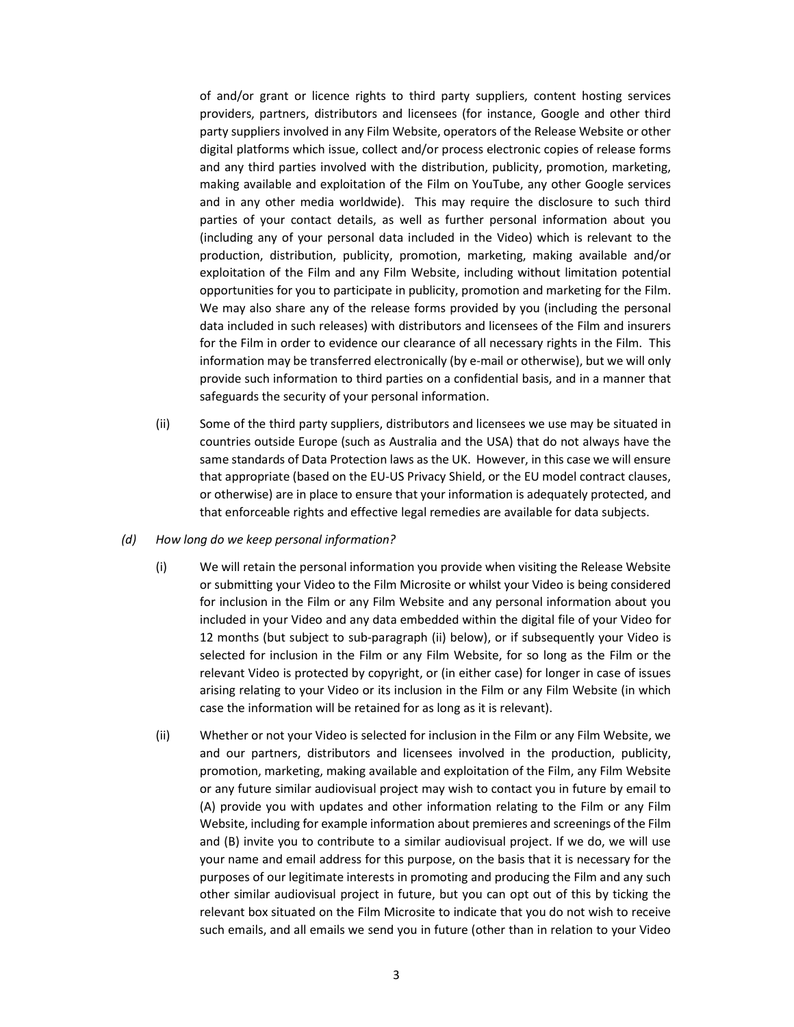of and/or grant or licence rights to third party suppliers, content hosting services providers, partners, distributors and licensees (for instance, Google and other third party suppliers involved in any Film Website, operators of the Release Website or other digital platforms which issue, collect and/or process electronic copies of release forms and any third parties involved with the distribution, publicity, promotion, marketing, making available and exploitation of the Film on YouTube, any other Google services and in any other media worldwide). This may require the disclosure to such third parties of your contact details, as well as further personal information about you (including any of your personal data included in the Video) which is relevant to the production, distribution, publicity, promotion, marketing, making available and/or exploitation of the Film and any Film Website, including without limitation potential opportunities for you to participate in publicity, promotion and marketing for the Film. We may also share any of the release forms provided by you (including the personal data included in such releases) with distributors and licensees of the Film and insurers for the Film in order to evidence our clearance of all necessary rights in the Film. This information may be transferred electronically (by e-mail or otherwise), but we will only provide such information to third parties on a confidential basis, and in a manner that safeguards the security of your personal information.

(ii) Some of the third party suppliers, distributors and licensees we use may be situated in countries outside Europe (such as Australia and the USA) that do not always have the same standards of Data Protection laws as the UK. However, in this case we will ensure that appropriate (based on the EU-US Privacy Shield, or the EU model contract clauses, or otherwise) are in place to ensure that your information is adequately protected, and that enforceable rights and effective legal remedies are available for data subjects.

*(d) How long do we keep personal information?*

(i) We will retain the personal information you provide when visiting the Release Website or submitting your Video to the Film Microsite or whilst your Video is being considered for inclusion in the Film or any Film Website and any personal information about you included in your Video and any data embedded within the digital file of your Video for 12 months (but subject to sub-paragraph (ii) below), or if subsequently your Video is selected for inclusion in the Film or any Film Website, for so long as the Film or the relevant Video is protected by copyright, or (in either case) for longer in case of issues arising relating to your Video or its inclusion in the Film or any Film Website (in which case the information will be retained for as long as it is relevant).

(ii) Whether or not your Video is selected for inclusion in the Film or any Film Website, we and our partners, distributors and licensees involved in the production, publicity, promotion, marketing, making available and exploitation of the Film, any Film Website or any future similar audiovisual project may wish to contact you in future by email to (A) provide you with updates and other information relating to the Film or any Film Website, including for example information about premieres and screenings of the Film and (B) invite you to contribute to a similar audiovisual project. If we do, we will use your name and email address for this purpose, on the basis that it is necessary for the purposes of our legitimate interests in promoting and producing the Film and any such other similar audiovisual project in future, but you can opt out of this by ticking the relevant box situated on the Film Microsite to indicate that you do not wish to receive such emails, and all emails we send you in future (other than in relation to your Video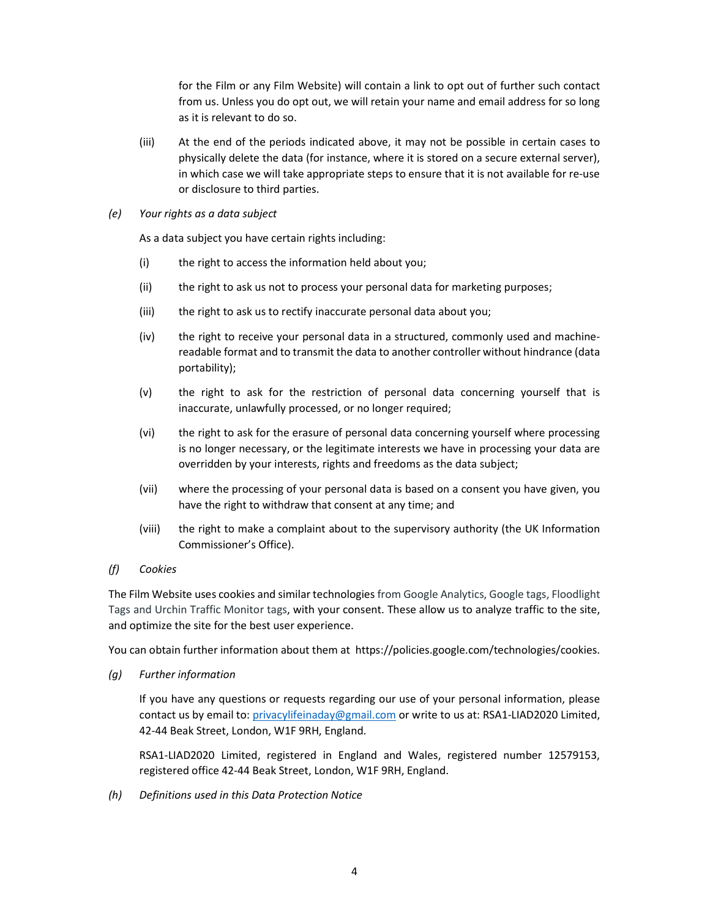for the Film or any Film Website) will contain a link to opt out of further such contact from us. Unless you do opt out, we will retain your name and email address for so long as it is relevant to do so.

(iii) At the end of the periods indicated above, it may not be possible in certain cases to physically delete the data (for instance, where it is stored on a secure external server), in which case we will take appropriate steps to ensure that it is not available for re-use or disclosure to third parties.

*(e) Your rights as a data subject*

As a data subject you have certain rights including:

(i) the right to access the information held about you;

(ii) the right to ask us not to process your personal data for marketing purposes;

(iii) the right to ask us to rectify inaccurate personal data about you;

(iv) the right to receive your personal data in a structured, commonly used and machine-readable format and to transmit the data to another controller without hindrance (data portability);

(v) the right to ask for the restriction of personal data concerning yourself that is inaccurate, unlawfully processed, or no longer required;

(vi) the right to ask for the erasure of personal data concerning yourself where processing is no longer necessary, or the legitimate interests we have in processing your data are overridden by your interests, rights and freedoms as the data subject;

(vii) where the processing of your personal data is based on a consent you have given, you have the right to withdraw that consent at any time; and

(viii) the right to make a complaint about to the supervisory authority (the UK Information Commissioner's Office).

*(f) Cookies*

The Film Website uses cookies and similar technologies from Google Analytics, Google tags, Floodlight Tags and Urchin Traffic Monitor tags, with your consent. These allow us to analyze traffic to the site, and optimize the site for the best user experience.

You can obtain further information about them at https://policies.google.com/technologies/cookies.

*(g) Further information*

If you have any questions or requests regarding our use of your personal information, please contact us by email to: privacylifeinaday@gmail.com or write to us at: RSA1-LIAD2020 Limited, 42-44 Beak Street, London, W1F 9RH, England.

RSA1-LIAD2020 Limited, registered in England and Wales, registered number 12579153, registered office 42-44 Beak Street, London, W1F 9RH, England.

*(h) Definitions used in this Data Protection Notice*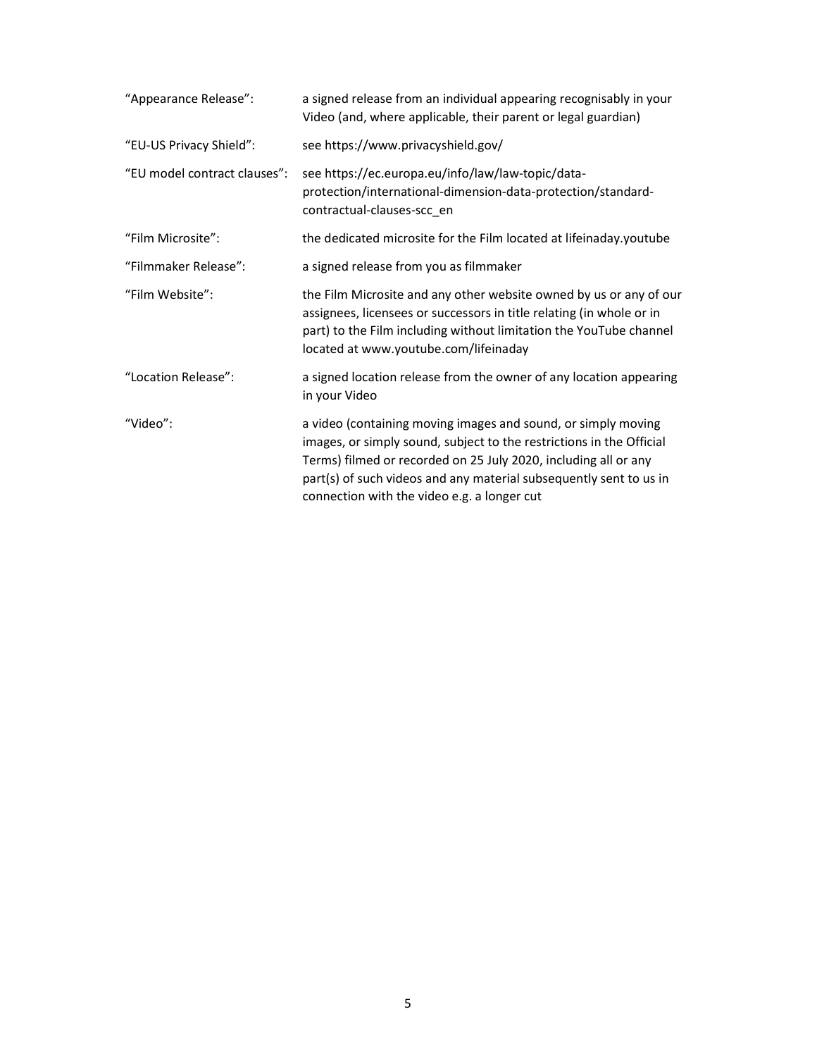| | |
|---|---|
| "Appearance Release": | a signed release from an individual appearing recognisably in your Video (and, where applicable, their parent or legal guardian) |
| "EU-US Privacy Shield": | see https://www.privacyshield.gov/ |
| "EU model contract clauses": | see https://ec.europa.eu/info/law/law-topic/data-protection/international-dimension-data-protection/standard-contractual-clauses-scc_en |
| "Film Microsite": | the dedicated microsite for the Film located at lifeinaday.youtube |
| "Filmmaker Release": | a signed release from you as filmmaker |
| "Film Website": | the Film Microsite and any other website owned by us or any of our assignees, licensees or successors in title relating (in whole or in part) to the Film including without limitation the YouTube channel located at www.youtube.com/lifeinaday |
| "Location Release": | a signed location release from the owner of any location appearing in your Video |
| "Video": | a video (containing moving images and sound, or simply moving images, or simply sound, subject to the restrictions in the Official Terms) filmed or recorded on 25 July 2020, including all or any part(s) of such videos and any material subsequently sent to us in connection with the video e.g. a longer cut |